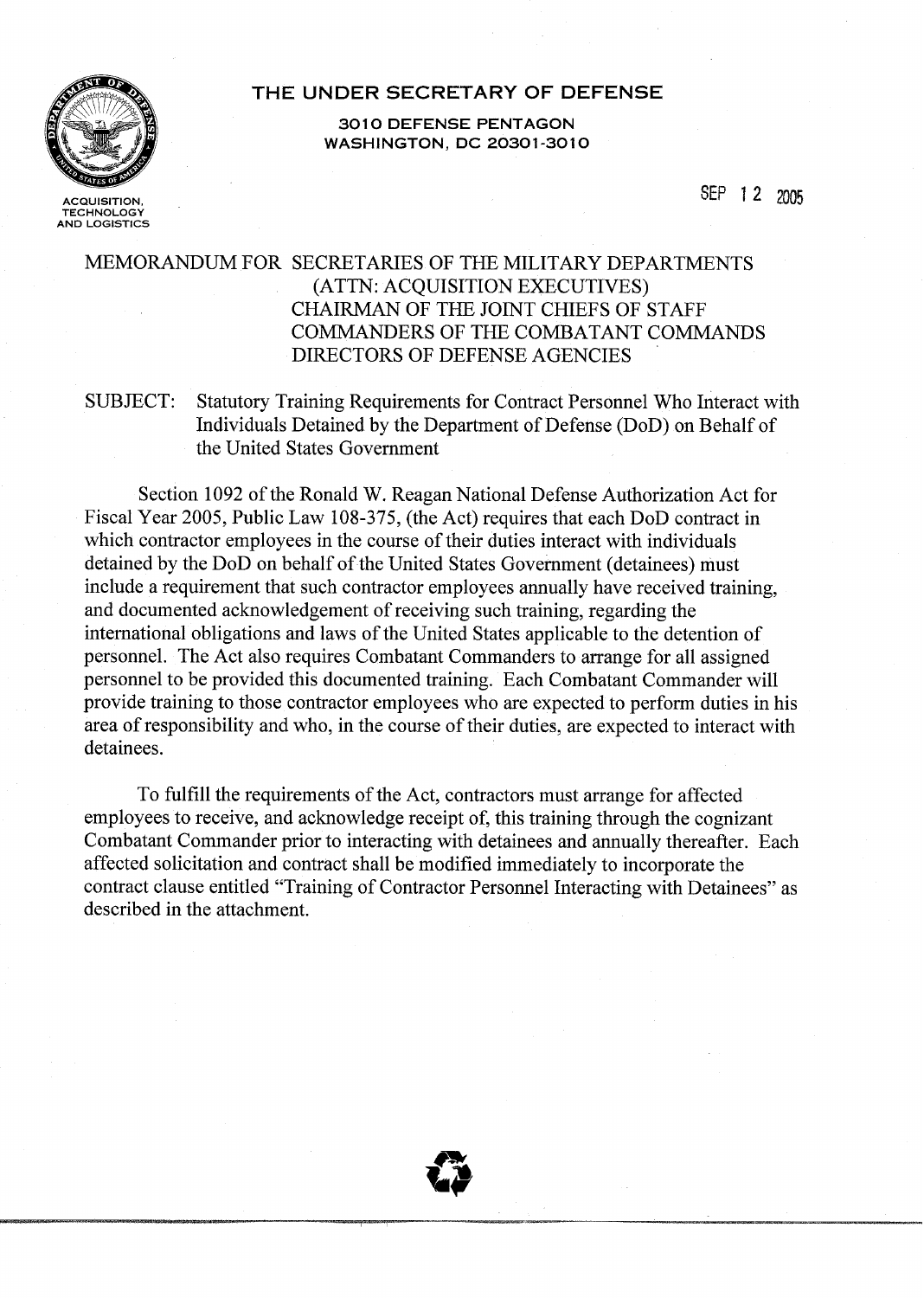**THE UNDER SECRETARY OF DEFENSE**

**3010 DEFENSE PENTAGON**
**WASHINGTON, DC 20301-3010**

ACQUISITION,
TECHNOLOGY
AND LOGISTICS

SEP 1 2 2005

MEMORANDUM FOR SECRETARIES OF THE MILITARY DEPARTMENTS
(ATTN: ACQUISITION EXECUTIVES)
CHAIRMAN OF THE JOINT CHIEFS OF STAFF
COMMANDERS OF THE COMBATANT COMMANDS
DIRECTORS OF DEFENSE AGENCIES

SUBJECT: Statutory Training Requirements for Contract Personnel Who Interact with Individuals Detained by the Department of Defense (DoD) on Behalf of the United States Government

Section 1092 of the Ronald W. Reagan National Defense Authorization Act for Fiscal Year 2005, Public Law 108-375, (the Act) requires that each DoD contract in which contractor employees in the course of their duties interact with individuals detained by the DoD on behalf of the United States Government (detainees) must include a requirement that such contractor employees annually have received training, and documented acknowledgement of receiving such training, regarding the international obligations and laws of the United States applicable to the detention of personnel. The Act also requires Combatant Commanders to arrange for all assigned personnel to be provided this documented training. Each Combatant Commander will provide training to those contractor employees who are expected to perform duties in his area of responsibility and who, in the course of their duties, are expected to interact with detainees.

To fulfill the requirements of the Act, contractors must arrange for affected employees to receive, and acknowledge receipt of, this training through the cognizant Combatant Commander prior to interacting with detainees and annually thereafter. Each affected solicitation and contract shall be modified immediately to incorporate the contract clause entitled "Training of Contractor Personnel Interacting with Detainees" as described in the attachment.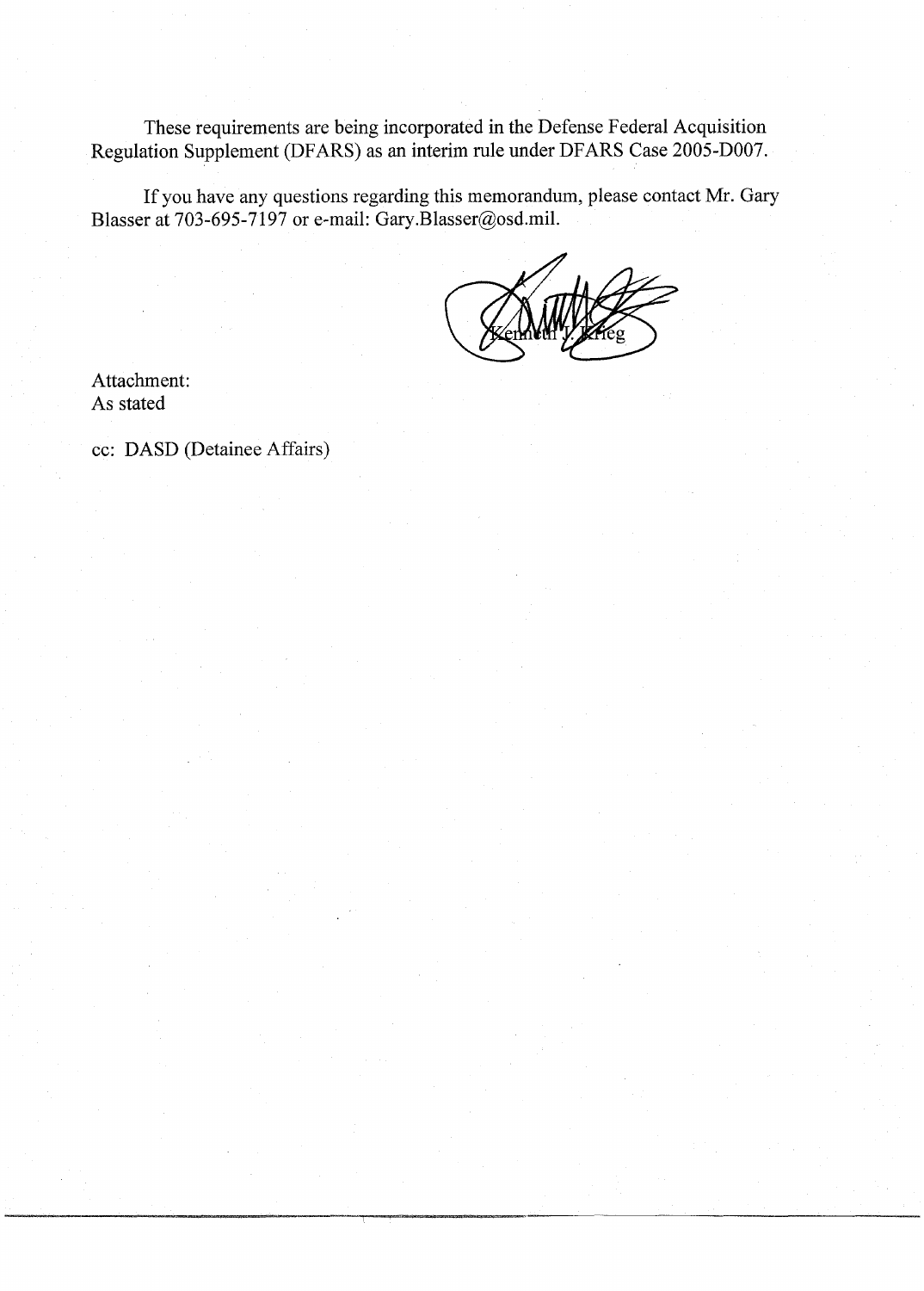These requirements are being incorporated in the Defense Federal Acquisition Regulation Supplement (DFARS) as an interim rule under DFARS Case 2005-D007.

If you have any questions regarding this memorandum, please contact Mr. Gary Blasser at 703-695-7197 or e-mail: Gary.Blasser@osd.mil.

Kenneth J. Krieg

Attachment:
As stated

cc: DASD (Detainee Affairs)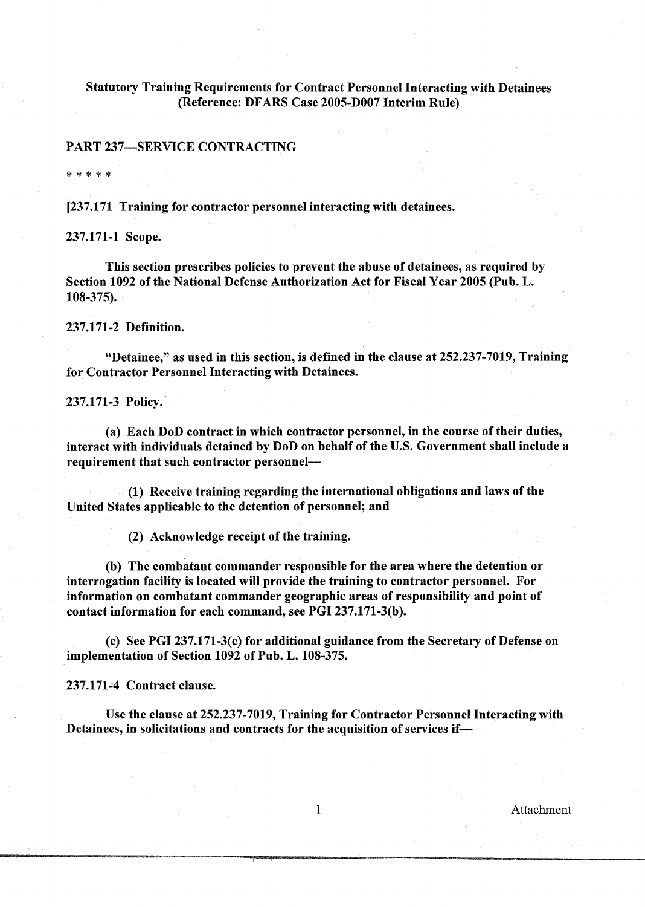**Statutory Training Requirements for Contract Personnel Interacting with Detainees (Reference: DFARS Case 2005-D007 Interim Rule)**

## PART 237—SERVICE CONTRACTING

\* \* \* \* \*

**[237.171 Training for contractor personnel interacting with detainees.**

**237.171-1 Scope.**

**This section prescribes policies to prevent the abuse of detainees, as required by Section 1092 of the National Defense Authorization Act for Fiscal Year 2005 (Pub. L. 108-375).**

**237.171-2 Definition.**

**"Detainee," as used in this section, is defined in the clause at 252.237-7019, Training for Contractor Personnel Interacting with Detainees.**

**237.171-3 Policy.**

**(a) Each DoD contract in which contractor personnel, in the course of their duties, interact with individuals detained by DoD on behalf of the U.S. Government shall include a requirement that such contractor personnel—**

**(1) Receive training regarding the international obligations and laws of the United States applicable to the detention of personnel; and**

**(2) Acknowledge receipt of the training.**

**(b) The combatant commander responsible for the area where the detention or interrogation facility is located will provide the training to contractor personnel. For information on combatant commander geographic areas of responsibility and point of contact information for each command, see PGI 237.171-3(b).**

**(c) See PGI 237.171-3(c) for additional guidance from the Secretary of Defense on implementation of Section 1092 of Pub. L. 108-375.**

**237.171-4 Contract clause.**

**Use the clause at 252.237-7019, Training for Contractor Personnel Interacting with Detainees, in solicitations and contracts for the acquisition of services if—**

Attachment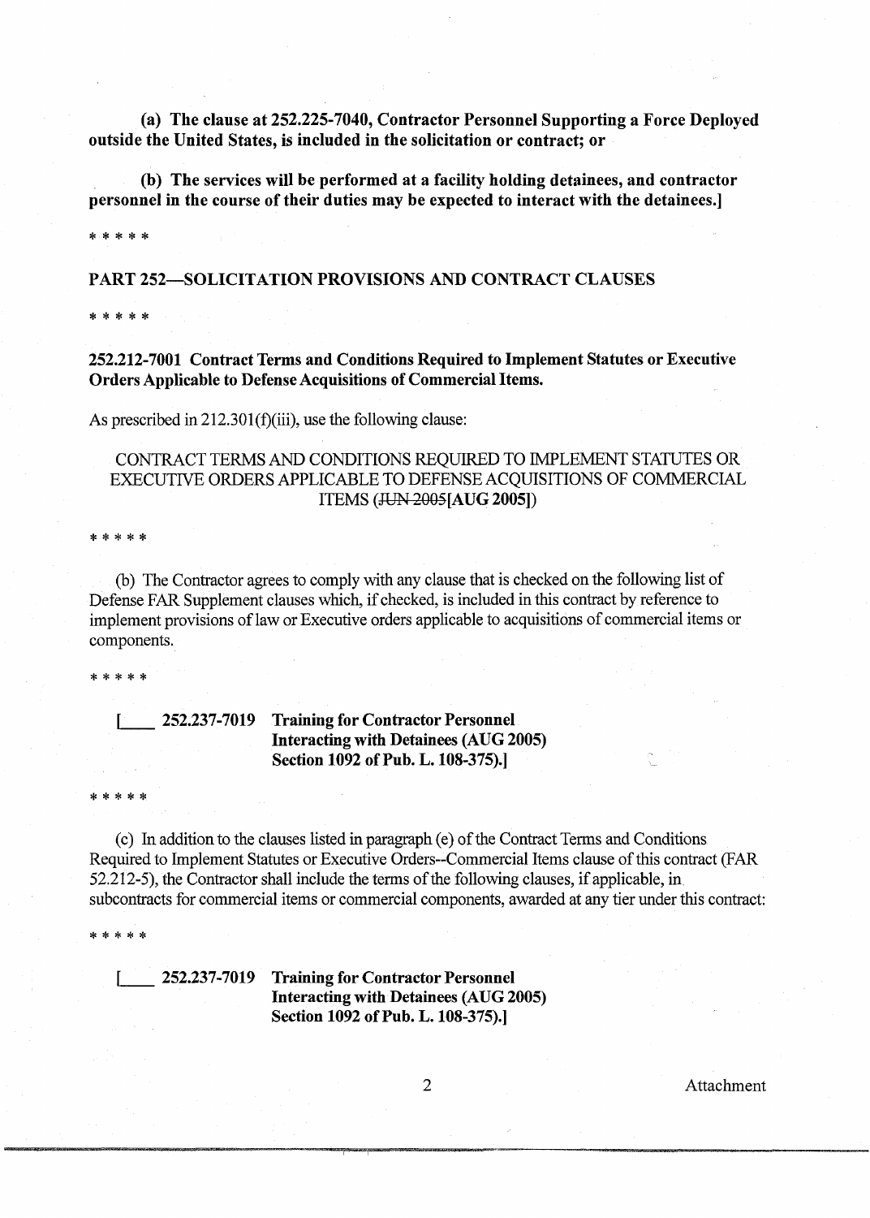**(a) The clause at 252.225-7040, Contractor Personnel Supporting a Force Deployed outside the United States, is included in the solicitation or contract; or**

**(b) The services will be performed at a facility holding detainees, and contractor personnel in the course of their duties may be expected to interact with the detainees.]**

\* \* \* \* \*

## PART 252—SOLICITATION PROVISIONS AND CONTRACT CLAUSES

\* \* \* \* \*

### 252.212-7001 Contract Terms and Conditions Required to Implement Statutes or Executive Orders Applicable to Defense Acquisitions of Commercial Items.

As prescribed in 212.301(f)(iii), use the following clause:

CONTRACT TERMS AND CONDITIONS REQUIRED TO IMPLEMENT STATUTES OR EXECUTIVE ORDERS APPLICABLE TO DEFENSE ACQUISITIONS OF COMMERCIAL ITEMS (~~JUN 2005~~**[AUG 2005]**)

\* \* \* \* \*

(b) The Contractor agrees to comply with any clause that is checked on the following list of Defense FAR Supplement clauses which, if checked, is included in this contract by reference to implement provisions of law or Executive orders applicable to acquisitions of commercial items or components.

\* \* \* \* \*

**[\_\_\_\_ 252.237-7019 Training for Contractor Personnel Interacting with Detainees (AUG 2005) Section 1092 of Pub. L. 108-375).]**

\* \* \* \* \*

(c) In addition to the clauses listed in paragraph (e) of the Contract Terms and Conditions Required to Implement Statutes or Executive Orders--Commercial Items clause of this contract (FAR 52.212-5), the Contractor shall include the terms of the following clauses, if applicable, in subcontracts for commercial items or commercial components, awarded at any tier under this contract:

\* \* \* \* \*

**[\_\_\_\_ 252.237-7019 Training for Contractor Personnel Interacting with Detainees (AUG 2005) Section 1092 of Pub. L. 108-375).]**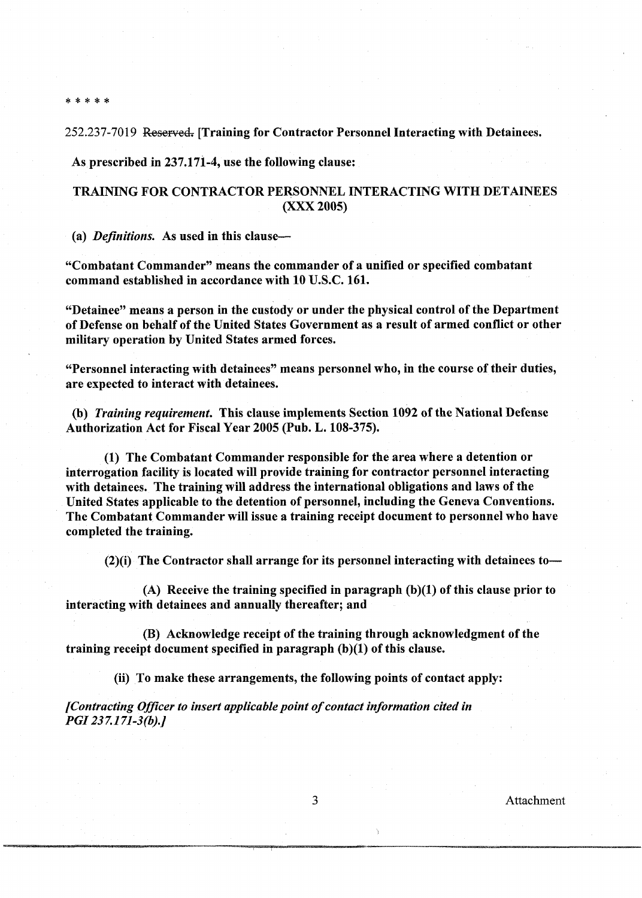\* \* \* \* \*

252.237-7019 ~~Reserved.~~ **[Training for Contractor Personnel Interacting with Detainees.**

**As prescribed in 237.171-4, use the following clause:**

**TRAINING FOR CONTRACTOR PERSONNEL INTERACTING WITH DETAINEES (XXX 2005)**

**(a) *Definitions.* As used in this clause—**

**"Combatant Commander" means the commander of a unified or specified combatant command established in accordance with 10 U.S.C. 161.**

**"Detainee" means a person in the custody or under the physical control of the Department of Defense on behalf of the United States Government as a result of armed conflict or other military operation by United States armed forces.**

**"Personnel interacting with detainees" means personnel who, in the course of their duties, are expected to interact with detainees.**

**(b) *Training requirement.* This clause implements Section 1092 of the National Defense Authorization Act for Fiscal Year 2005 (Pub. L. 108-375).**

**(1) The Combatant Commander responsible for the area where a detention or interrogation facility is located will provide training for contractor personnel interacting with detainees. The training will address the international obligations and laws of the United States applicable to the detention of personnel, including the Geneva Conventions. The Combatant Commander will issue a training receipt document to personnel who have completed the training.**

**(2)(i) The Contractor shall arrange for its personnel interacting with detainees to—**

**(A) Receive the training specified in paragraph (b)(1) of this clause prior to interacting with detainees and annually thereafter; and**

**(B) Acknowledge receipt of the training through acknowledgment of the training receipt document specified in paragraph (b)(1) of this clause.**

**(ii) To make these arrangements, the following points of contact apply:**

***[Contracting Officer to insert applicable point of contact information cited in PGI 237.171-3(b).]***

Attachment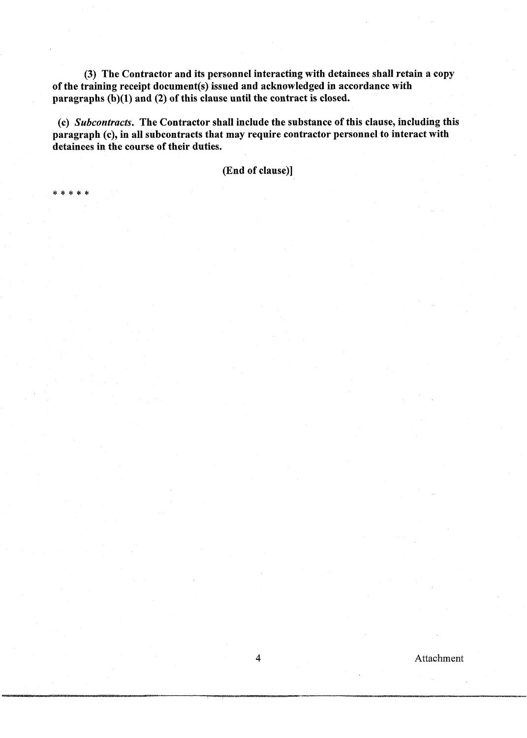**(3) The Contractor and its personnel interacting with detainees shall retain a copy of the training receipt document(s) issued and acknowledged in accordance with paragraphs (b)(1) and (2) of this clause until the contract is closed.**

**(c) *Subcontracts*. The Contractor shall include the substance of this clause, including this paragraph (c), in all subcontracts that may require contractor personnel to interact with detainees in the course of their duties.**

**(End of clause)]**

* * * * *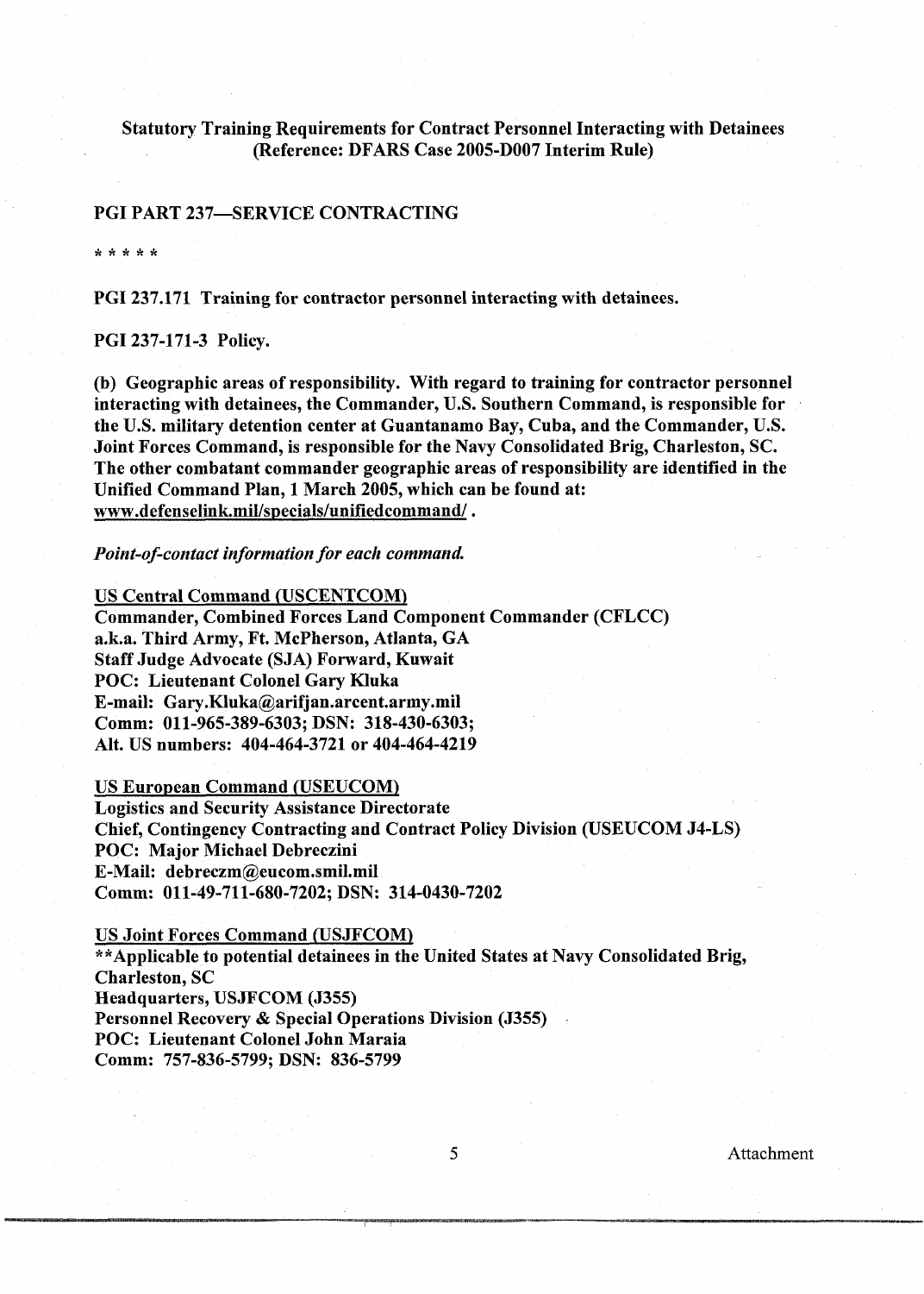**Statutory Training Requirements for Contract Personnel Interacting with Detainees (Reference: DFARS Case 2005-D007 Interim Rule)**

**PGI PART 237—SERVICE CONTRACTING**

\* \* \* \* \*

**PGI 237.171 Training for contractor personnel interacting with detainees.**

**PGI 237-171-3 Policy.**

**(b) Geographic areas of responsibility. With regard to training for contractor personnel interacting with detainees, the Commander, U.S. Southern Command, is responsible for the U.S. military detention center at Guantanamo Bay, Cuba, and the Commander, U.S. Joint Forces Command, is responsible for the Navy Consolidated Brig, Charleston, SC. The other combatant commander geographic areas of responsibility are identified in the Unified Command Plan, 1 March 2005, which can be found at: www.defenselink.mil/specials/unifiedcommand/ .**

***Point-of-contact information for each command.***

US Central Command (USCENTCOM)
**Commander, Combined Forces Land Component Commander (CFLCC)**
**a.k.a. Third Army, Ft. McPherson, Atlanta, GA**
**Staff Judge Advocate (SJA) Forward, Kuwait**
**POC: Lieutenant Colonel Gary Kluka**
**E-mail: Gary.Kluka@arifjan.arcent.army.mil**
**Comm: 011-965-389-6303; DSN: 318-430-6303;**
**Alt. US numbers: 404-464-3721 or 404-464-4219**

US European Command (USEUCOM)
**Logistics and Security Assistance Directorate**
**Chief, Contingency Contracting and Contract Policy Division (USEUCOM J4-LS)**
**POC: Major Michael Debreczini**
**E-Mail: debreczm@eucom.smil.mil**
**Comm: 011-49-711-680-7202; DSN: 314-0430-7202**

US Joint Forces Command (USJFCOM)
**\*\*Applicable to potential detainees in the United States at Navy Consolidated Brig, Charleston, SC**
**Headquarters, USJFCOM (J355)**
**Personnel Recovery & Special Operations Division (J355)**
**POC: Lieutenant Colonel John Maraia**
**Comm: 757-836-5799; DSN: 836-5799**

Attachment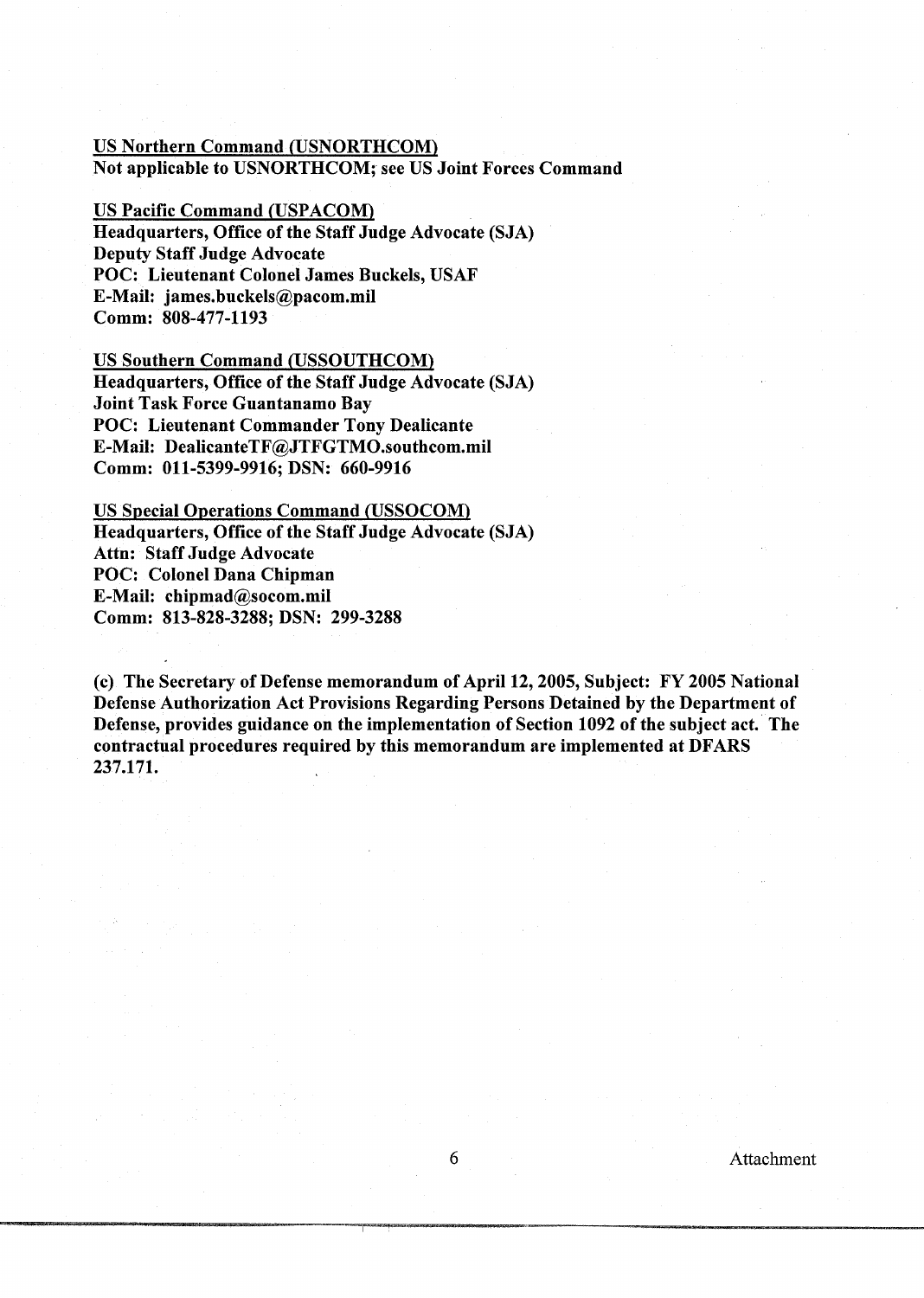<u>US Northern Command (USNORTHCOM)</u>
**Not applicable to USNORTHCOM; see US Joint Forces Command**

<u>US Pacific Command (USPACOM)</u>
**Headquarters, Office of the Staff Judge Advocate (SJA)**
**Deputy Staff Judge Advocate**
**POC: Lieutenant Colonel James Buckels, USAF**
**E-Mail: james.buckels@pacom.mil**
**Comm: 808-477-1193**

<u>US Southern Command (USSOUTHCOM)</u>
**Headquarters, Office of the Staff Judge Advocate (SJA)**
**Joint Task Force Guantanamo Bay**
**POC: Lieutenant Commander Tony Dealicante**
**E-Mail: DealicanteTF@JTFGTMO.southcom.mil**
**Comm: 011-5399-9916; DSN: 660-9916**

<u>US Special Operations Command (USSOCOM)</u>
**Headquarters, Office of the Staff Judge Advocate (SJA)**
**Attn: Staff Judge Advocate**
**POC: Colonel Dana Chipman**
**E-Mail: chipmad@socom.mil**
**Comm: 813-828-3288; DSN: 299-3288**

**(c) The Secretary of Defense memorandum of April 12, 2005, Subject: FY 2005 National Defense Authorization Act Provisions Regarding Persons Detained by the Department of Defense, provides guidance on the implementation of Section 1092 of the subject act. The contractual procedures required by this memorandum are implemented at DFARS 237.171.**

Attachment